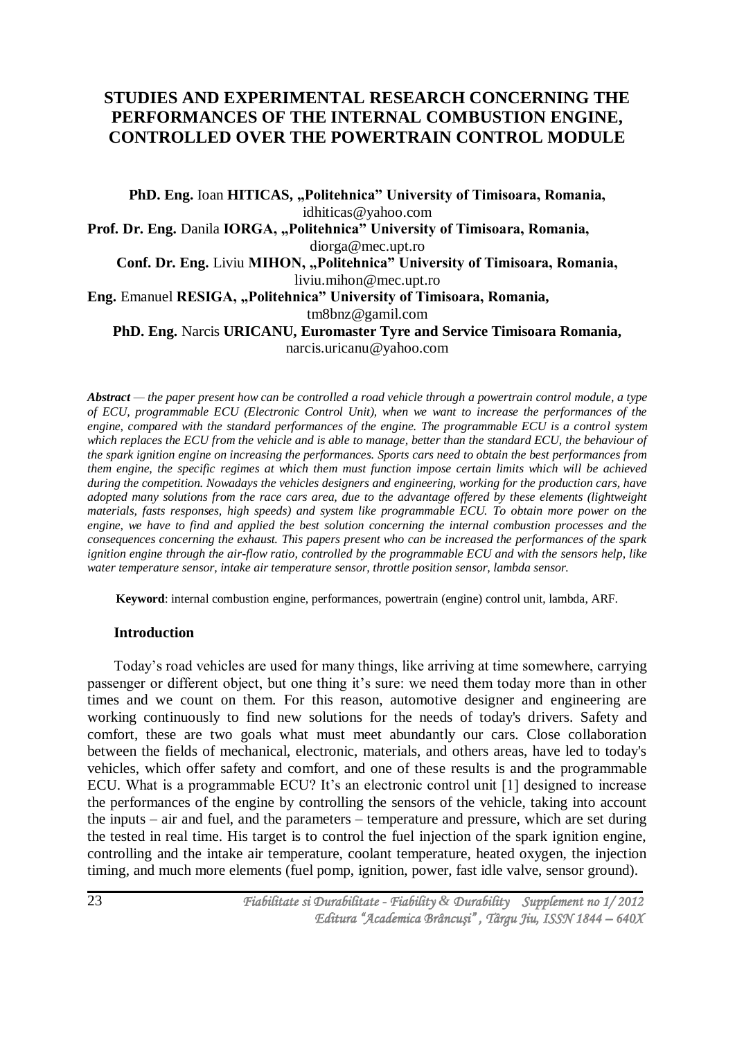# STUDIES AND EXPERIMENTAL RESEARCH CONCERNING THE PERFORMANCES OF THE INTERNAL COMBUSTION ENGINE, CONTROLLED OVER THE POWERTRAIN CONTROL MODULE

**PhD. Eng.** Ioan **HITICAS, „Politehnica" University of Timisoara, Romania,**
idhiticas@yahoo.com

**Prof. Dr. Eng.** Danila **IORGA, „Politehnica" University of Timisoara, Romania,**
diorga@mec.upt.ro

**Conf. Dr. Eng.** Liviu **MIHON, „Politehnica" University of Timisoara, Romania,**
liviu.mihon@mec.upt.ro

**Eng.** Emanuel **RESIGA, „Politehnica" University of Timisoara, Romania,**
tm8bnz@gamil.com

**PhD. Eng.** Narcis **URICANU, Euromaster Tyre and Service Timisoara Romania,**
narcis.uricanu@yahoo.com

***Abstract*** *— the paper present how can be controlled a road vehicle through a powertrain control module, a type of ECU, programmable ECU (Electronic Control Unit), when we want to increase the performances of the engine, compared with the standard performances of the engine. The programmable ECU is a control system which replaces the ECU from the vehicle and is able to manage, better than the standard ECU, the behaviour of the spark ignition engine on increasing the performances. Sports cars need to obtain the best performances from them engine, the specific regimes at which them must function impose certain limits which will be achieved during the competition. Nowadays the vehicles designers and engineering, working for the production cars, have adopted many solutions from the race cars area, due to the advantage offered by these elements (lightweight materials, fasts responses, high speeds) and system like programmable ECU. To obtain more power on the engine, we have to find and applied the best solution concerning the internal combustion processes and the consequences concerning the exhaust. This papers present who can be increased the performances of the spark ignition engine through the air-flow ratio, controlled by the programmable ECU and with the sensors help, like water temperature sensor, intake air temperature sensor, throttle position sensor, lambda sensor.*

**Keyword**: internal combustion engine, performances, powertrain (engine) control unit, lambda, ARF.

## Introduction

Today's road vehicles are used for many things, like arriving at time somewhere, carrying passenger or different object, but one thing it's sure: we need them today more than in other times and we count on them. For this reason, automotive designer and engineering are working continuously to find new solutions for the needs of today's drivers. Safety and comfort, these are two goals what must meet abundantly our cars. Close collaboration between the fields of mechanical, electronic, materials, and others areas, have led to today's vehicles, which offer safety and comfort, and one of these results is and the programmable ECU. What is a programmable ECU? It's an electronic control unit [1] designed to increase the performances of the engine by controlling the sensors of the vehicle, taking into account the inputs – air and fuel, and the parameters – temperature and pressure, which are set during the tested in real time. His target is to control the fuel injection of the spark ignition engine, controlling and the intake air temperature, coolant temperature, heated oxygen, the injection timing, and much more elements (fuel pomp, ignition, power, fast idle valve, sensor ground).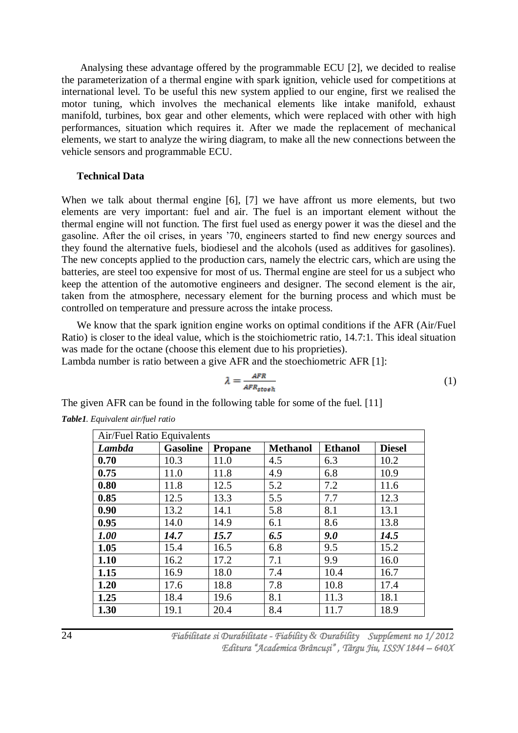Analysing these advantage offered by the programmable ECU [2], we decided to realise the parameterization of a thermal engine with spark ignition, vehicle used for competitions at international level. To be useful this new system applied to our engine, first we realised the motor tuning, which involves the mechanical elements like intake manifold, exhaust manifold, turbines, box gear and other elements, which were replaced with other with high performances, situation which requires it. After we made the replacement of mechanical elements, we start to analyze the wiring diagram, to make all the new connections between the vehicle sensors and programmable ECU.

### Technical Data

When we talk about thermal engine [6], [7] we have affront us more elements, but two elements are very important: fuel and air. The fuel is an important element without the thermal engine will not function. The first fuel used as energy power it was the diesel and the gasoline. After the oil crises, in years '70, engineers started to find new energy sources and they found the alternative fuels, biodiesel and the alcohols (used as additives for gasolines). The new concepts applied to the production cars, namely the electric cars, which are using the batteries, are steel too expensive for most of us. Thermal engine are steel for us a subject who keep the attention of the automotive engineers and designer. The second element is the air, taken from the atmosphere, necessary element for the burning process and which must be controlled on temperature and pressure across the intake process.

We know that the spark ignition engine works on optimal conditions if the AFR (Air/Fuel Ratio) is closer to the ideal value, which is the stoichiometric ratio, 14.7:1. This ideal situation was made for the octane (choose this element due to his proprieties).
Lambda number is ratio between a give AFR and the stoechiometric AFR [1]:

$$\lambda = \frac{AFR}{AFR_{stoeh}} \tag{1}$$

The given AFR can be found in the following table for some of the fuel. [11]

***Table1**. Equivalent air/fuel ratio*

| Air/Fuel Ratio Equivalents | | | | | |
|---|---|---|---|---|---|
| ***Lambda*** | **Gasoline** | **Propane** | **Methanol** | **Ethanol** | **Diesel** |
| **0.70** | 10.3 | 11.0 | 4.5 | 6.3 | 10.2 |
| **0.75** | 11.0 | 11.8 | 4.9 | 6.8 | 10.9 |
| **0.80** | 11.8 | 12.5 | 5.2 | 7.2 | 11.6 |
| **0.85** | 12.5 | 13.3 | 5.5 | 7.7 | 12.3 |
| **0.90** | 13.2 | 14.1 | 5.8 | 8.1 | 13.1 |
| **0.95** | 14.0 | 14.9 | 6.1 | 8.6 | 13.8 |
| ***1.00*** | ***14.7*** | ***15.7*** | ***6.5*** | ***9.0*** | ***14.5*** |
| **1.05** | 15.4 | 16.5 | 6.8 | 9.5 | 15.2 |
| **1.10** | 16.2 | 17.2 | 7.1 | 9.9 | 16.0 |
| **1.15** | 16.9 | 18.0 | 7.4 | 10.4 | 16.7 |
| **1.20** | 17.6 | 18.8 | 7.8 | 10.8 | 17.4 |
| **1.25** | 18.4 | 19.6 | 8.1 | 11.3 | 18.1 |
| **1.30** | 19.1 | 20.4 | 8.4 | 11.7 | 18.9 |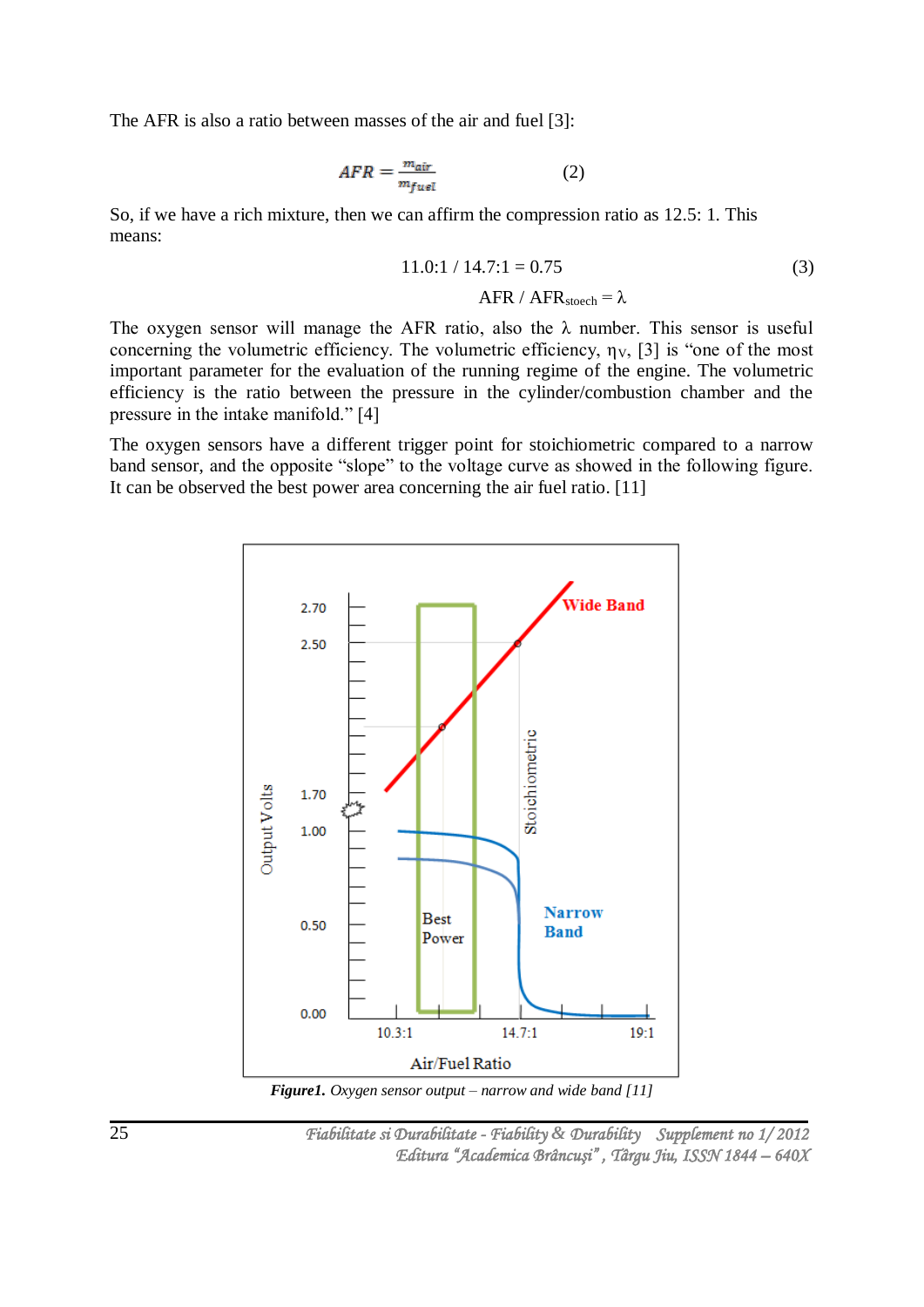The AFR is also a ratio between masses of the air and fuel [3]:

$$AFR = \frac{m_{air}}{m_{fuel}} \qquad (2)$$

So, if we have a rich mixture, then we can affirm the compression ratio as 12.5: 1. This means:

$$11.0{:}1 \,/\, 14.7{:}1 = 0.75 \qquad (3)$$

$$AFR \,/\, AFR_{stoech} = \lambda$$

The oxygen sensor will manage the AFR ratio, also the λ number. This sensor is useful concerning the volumetric efficiency. The volumetric efficiency, $\eta_V$, [3] is "one of the most important parameter for the evaluation of the running regime of the engine. The volumetric efficiency is the ratio between the pressure in the cylinder/combustion chamber and the pressure in the intake manifold." [4]

The oxygen sensors have a different trigger point for stoichiometric compared to a narrow band sensor, and the opposite "slope" to the voltage curve as showed in the following figure. It can be observed the best power area concerning the air fuel ratio. [11]

***Figure1.*** *Oxygen sensor output – narrow and wide band [11]*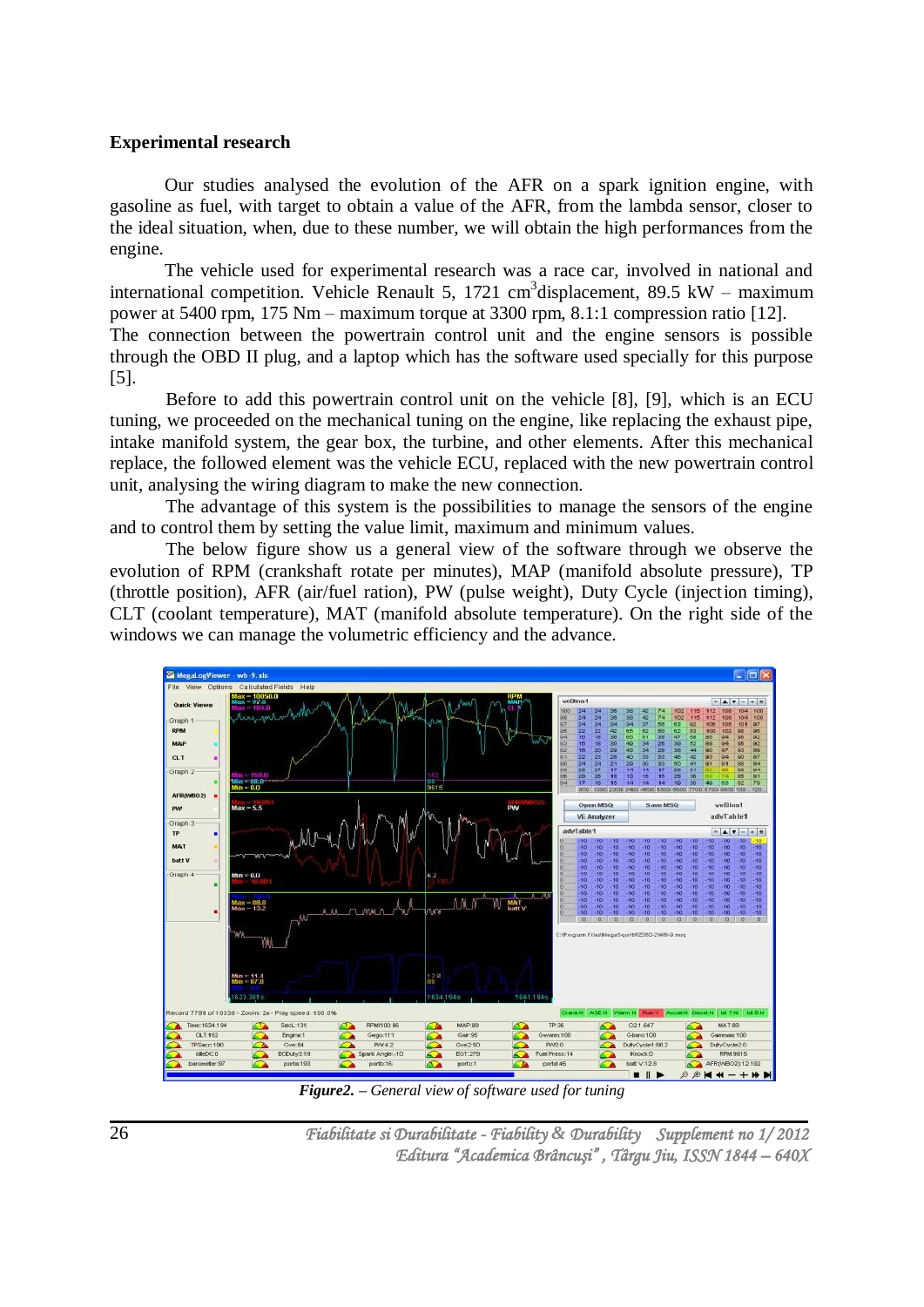## Experimental research

Our studies analysed the evolution of the AFR on a spark ignition engine, with gasoline as fuel, with target to obtain a value of the AFR, from the lambda sensor, closer to the ideal situation, when, due to these number, we will obtain the high performances from the engine.

The vehicle used for experimental research was a race car, involved in national and international competition. Vehicle Renault 5, 1721 cm$^3$displacement, 89.5 kW – maximum power at 5400 rpm, 175 Nm – maximum torque at 3300 rpm, 8.1:1 compression ratio [12].
The connection between the powertrain control unit and the engine sensors is possible through the OBD II plug, and a laptop which has the software used specially for this purpose [5].

Before to add this powertrain control unit on the vehicle [8], [9], which is an ECU tuning, we proceeded on the mechanical tuning on the engine, like replacing the exhaust pipe, intake manifold system, the gear box, the turbine, and other elements. After this mechanical replace, the followed element was the vehicle ECU, replaced with the new powertrain control unit, analysing the wiring diagram to make the new connection.

The advantage of this system is the possibilities to manage the sensors of the engine and to control them by setting the value limit, maximum and minimum values.

The below figure show us a general view of the software through we observe the evolution of RPM (crankshaft rotate per minutes), MAP (manifold absolute pressure), TP (throttle position), AFR (air/fuel ration), PW (pulse weight), Duty Cycle (injection timing), CLT (coolant temperature), MAT (manifold absolute temperature). On the right side of the windows we can manage the volumetric efficiency and the advance.

***Figure2.*** *– General view of software used for tuning*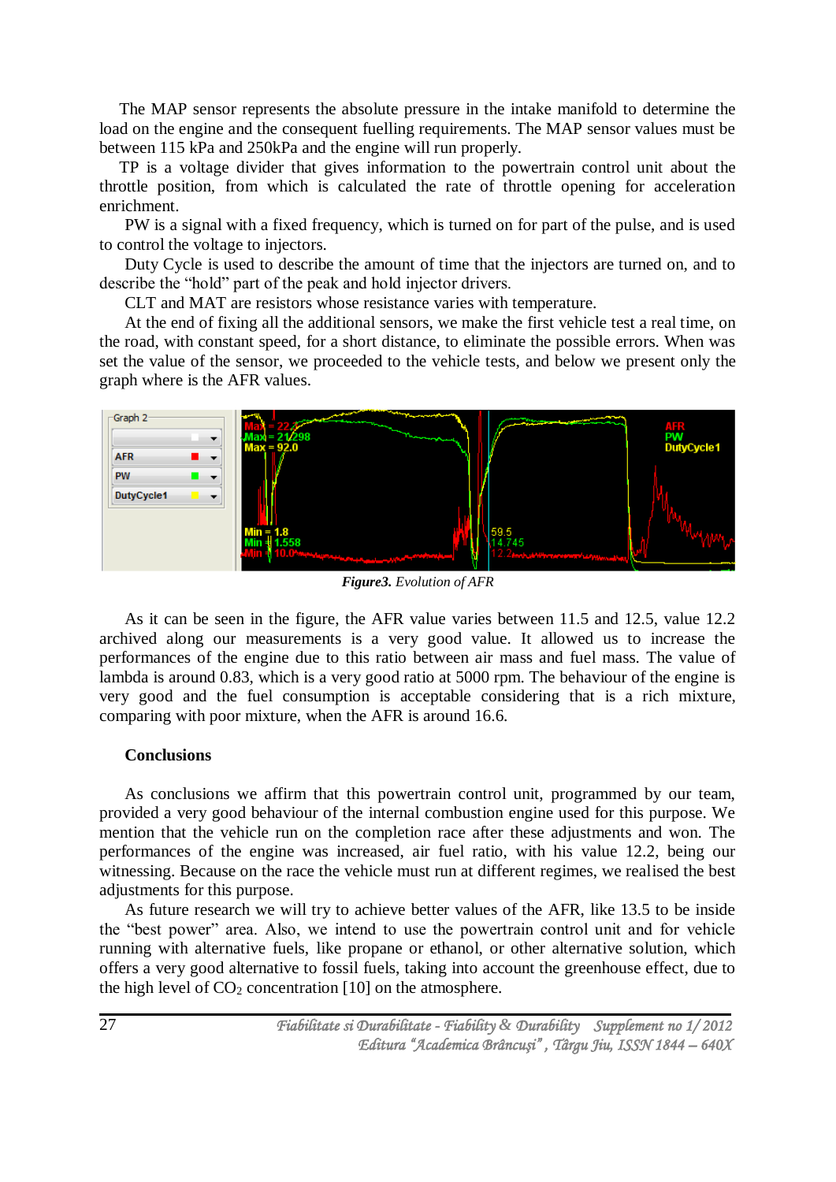The MAP sensor represents the absolute pressure in the intake manifold to determine the load on the engine and the consequent fuelling requirements. The MAP sensor values must be between 115 kPa and 250kPa and the engine will run properly.

TP is a voltage divider that gives information to the powertrain control unit about the throttle position, from which is calculated the rate of throttle opening for acceleration enrichment.

PW is a signal with a fixed frequency, which is turned on for part of the pulse, and is used to control the voltage to injectors.

Duty Cycle is used to describe the amount of time that the injectors are turned on, and to describe the "hold" part of the peak and hold injector drivers.

CLT and MAT are resistors whose resistance varies with temperature.

At the end of fixing all the additional sensors, we make the first vehicle test a real time, on the road, with constant speed, for a short distance, to eliminate the possible errors. When was set the value of the sensor, we proceeded to the vehicle tests, and below we present only the graph where is the AFR values.

***Figure3.*** *Evolution of AFR*

As it can be seen in the figure, the AFR value varies between 11.5 and 12.5, value 12.2 archived along our measurements is a very good value. It allowed us to increase the performances of the engine due to this ratio between air mass and fuel mass. The value of lambda is around 0.83, which is a very good ratio at 5000 rpm. The behaviour of the engine is very good and the fuel consumption is acceptable considering that is a rich mixture, comparing with poor mixture, when the AFR is around 16.6.

## Conclusions

As conclusions we affirm that this powertrain control unit, programmed by our team, provided a very good behaviour of the internal combustion engine used for this purpose. We mention that the vehicle run on the completion race after these adjustments and won. The performances of the engine was increased, air fuel ratio, with his value 12.2, being our witnessing. Because on the race the vehicle must run at different regimes, we realised the best adjustments for this purpose.

As future research we will try to achieve better values of the AFR, like 13.5 to be inside the "best power" area. Also, we intend to use the powertrain control unit and for vehicle running with alternative fuels, like propane or ethanol, or other alternative solution, which offers a very good alternative to fossil fuels, taking into account the greenhouse effect, due to the high level of $CO_2$ concentration [10] on the atmosphere.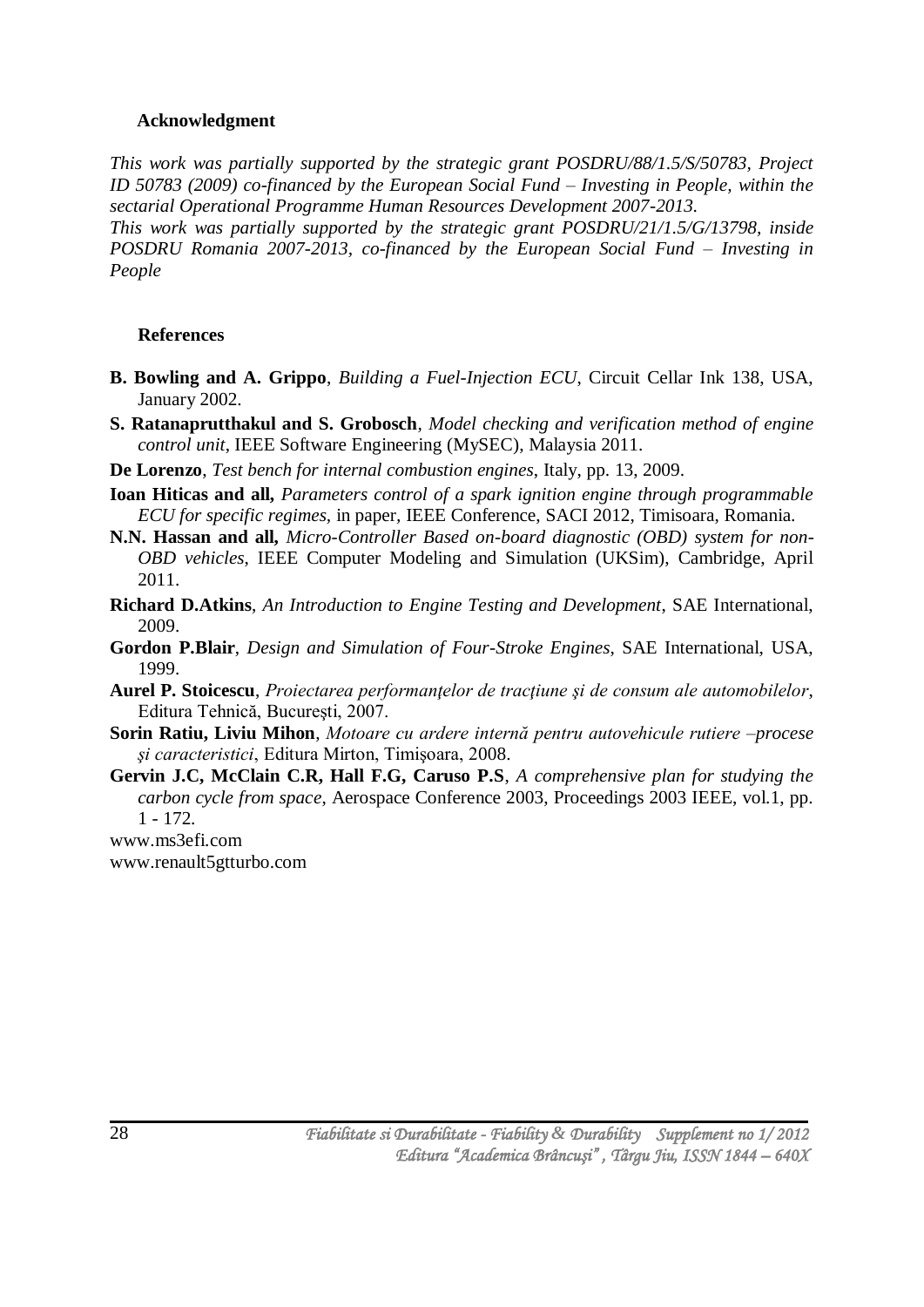## Acknowledgment

*This work was partially supported by the strategic grant POSDRU/88/1.5/S/50783, Project ID 50783 (2009) co-financed by the European Social Fund – Investing in People, within the sectarial Operational Programme Human Resources Development 2007-2013.*
*This work was partially supported by the strategic grant POSDRU/21/1.5/G/13798, inside POSDRU Romania 2007-2013, co-financed by the European Social Fund – Investing in People*

## References

**B. Bowling and A. Grippo**, *Building a Fuel-Injection ECU*, Circuit Cellar Ink 138, USA, January 2002.

**S. Ratanaprutthakul and S. Grobosch**, *Model checking and verification method of engine control unit*, IEEE Software Engineering (MySEC), Malaysia 2011.

**De Lorenzo**, *Test bench for internal combustion engines*, Italy, pp. 13, 2009.

**Ioan Hiticas and all,** *Parameters control of a spark ignition engine through programmable ECU for specific regimes*, in paper, IEEE Conference, SACI 2012, Timisoara, Romania.

**N.N. Hassan and all,** *Micro-Controller Based on-board diagnostic (OBD) system for non-OBD vehicles*, IEEE Computer Modeling and Simulation (UKSim), Cambridge, April 2011.

**Richard D.Atkins**, *An Introduction to Engine Testing and Development*, SAE International, 2009.

**Gordon P.Blair**, *Design and Simulation of Four-Stroke Engines*, SAE International, USA, 1999.

**Aurel P. Stoicescu**, *Proiectarea performanţelor de tracţiune şi de consum ale automobilelor*, Editura Tehnică, Bucureşti, 2007.

**Sorin Ratiu, Liviu Mihon**, *Motoare cu ardere internă pentru autovehicule rutiere –procese şi caracteristici*, Editura Mirton, Timişoara, 2008.

**Gervin J.C, McClain C.R, Hall F.G, Caruso P.S**, *A comprehensive plan for studying the carbon cycle from space*, Aerospace Conference 2003, Proceedings 2003 IEEE, vol.1, pp. 1 - 172.

www.ms3efi.com

www.renault5gtturbo.com